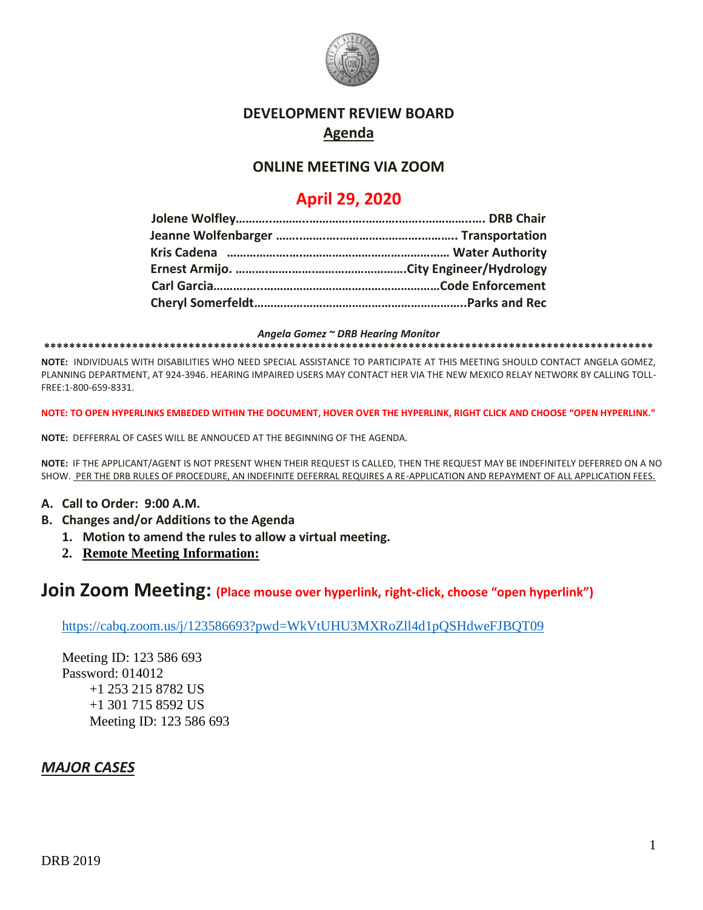# DEVELOPMENT REVIEW BOARD

## Agenda

### ONLINE MEETING VIA ZOOM

## April 29, 2020

**Jolene Wolfley……….……….……………………………………………… DRB Chair**
**Jeanne Wolfenbarger …………………………………………………. Transportation**
**Kris Cadena …………………………………………………………… Water Authority**
**Ernest Armijo. ………………………………………………City Engineer/Hydrology**
**Carl Garcia……………………………………………………………Code Enforcement**
**Cheryl Somerfeldt……………………………………………………..Parks and Rec**

***Angela Gomez ~ DRB Hearing Monitor***

**************************************************************************************************

**NOTE:** INDIVIDUALS WITH DISABILITIES WHO NEED SPECIAL ASSISTANCE TO PARTICIPATE AT THIS MEETING SHOULD CONTACT ANGELA GOMEZ, PLANNING DEPARTMENT, AT 924-3946. HEARING IMPAIRED USERS MAY CONTACT HER VIA THE NEW MEXICO RELAY NETWORK BY CALLING TOLL-FREE:1-800-659-8331.

**NOTE: TO OPEN HYPERLINKS EMBEDED WITHIN THE DOCUMENT, HOVER OVER THE HYPERLINK, RIGHT CLICK AND CHOOSE "OPEN HYPERLINK."**

**NOTE:** DEFFERRAL OF CASES WILL BE ANNOUCED AT THE BEGINNING OF THE AGENDA.

**NOTE:** IF THE APPLICANT/AGENT IS NOT PRESENT WHEN THEIR REQUEST IS CALLED, THEN THE REQUEST MAY BE INDEFINITELY DEFERRED ON A NO SHOW. PER THE DRB RULES OF PROCEDURE, AN INDEFINITE DEFERRAL REQUIRES A RE-APPLICATION AND REPAYMENT OF ALL APPLICATION FEES.

**A. Call to Order: 9:00 A.M.**

**B. Changes and/or Additions to the Agenda**

1. **Motion to amend the rules to allow a virtual meeting.**
2. **Remote Meeting Information:**

# Join Zoom Meeting: (Place mouse over hyperlink, right-click, choose "open hyperlink")

https://cabq.zoom.us/j/123586693?pwd=WkVtUHU3MXRoZll4d1pQSHdweFJBQT09

Meeting ID: 123 586 693
Password: 014012
+1 253 215 8782 US
+1 301 715 8592 US
Meeting ID: 123 586 693

## ***MAJOR CASES***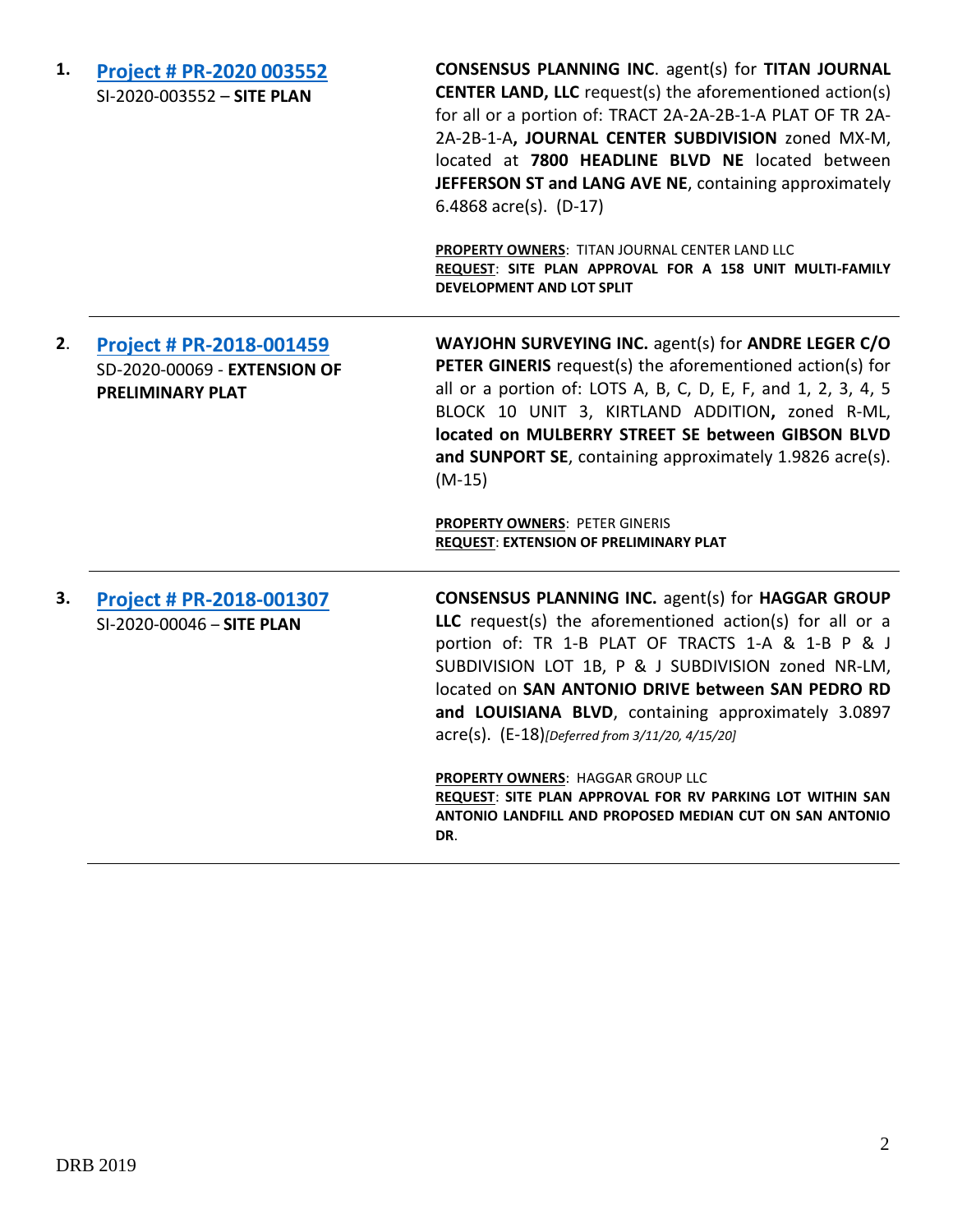1. **[Project # PR-2020 003552](#)**
   SI-2020-003552 – **SITE PLAN**

   **CONSENSUS PLANNING INC**. agent(s) for **TITAN JOURNAL CENTER LAND, LLC** request(s) the aforementioned action(s) for all or a portion of: TRACT 2A-2A-2B-1-A PLAT OF TR 2A-2A-2B-1-A**, JOURNAL CENTER SUBDIVISION** zoned MX-M, located at **7800 HEADLINE BLVD NE** located between **JEFFERSON ST and LANG AVE NE**, containing approximately 6.4868 acre(s). (D-17)

   **PROPERTY OWNERS**: TITAN JOURNAL CENTER LAND LLC
   **REQUEST**: **SITE PLAN APPROVAL FOR A 158 UNIT MULTI-FAMILY DEVELOPMENT AND LOT SPLIT**

---

2. **[Project # PR-2018-001459](#)**
   SD-2020-00069 - **EXTENSION OF PRELIMINARY PLAT**

   **WAYJOHN SURVEYING INC.** agent(s) for **ANDRE LEGER C/O PETER GINERIS** request(s) the aforementioned action(s) for all or a portion of: LOTS A, B, C, D, E, F, and 1, 2, 3, 4, 5 BLOCK 10 UNIT 3, KIRTLAND ADDITION**,** zoned R-ML, **located on MULBERRY STREET SE between GIBSON BLVD and SUNPORT SE**, containing approximately 1.9826 acre(s). (M-15)

   **PROPERTY OWNERS**: PETER GINERIS
   **REQUEST**: **EXTENSION OF PRELIMINARY PLAT**

---

3. **[Project # PR-2018-001307](#)**
   SI-2020-00046 – **SITE PLAN**

   **CONSENSUS PLANNING INC.** agent(s) for **HAGGAR GROUP LLC** request(s) the aforementioned action(s) for all or a portion of: TR 1-B PLAT OF TRACTS 1-A & 1-B P & J SUBDIVISION LOT 1B, P & J SUBDIVISION zoned NR-LM, located on **SAN ANTONIO DRIVE between SAN PEDRO RD and LOUISIANA BLVD**, containing approximately 3.0897 acre(s). (E-18)*[Deferred from 3/11/20, 4/15/20]*

   **PROPERTY OWNERS**: HAGGAR GROUP LLC
   **REQUEST**: **SITE PLAN APPROVAL FOR RV PARKING LOT WITHIN SAN ANTONIO LANDFILL AND PROPOSED MEDIAN CUT ON SAN ANTONIO DR**.

---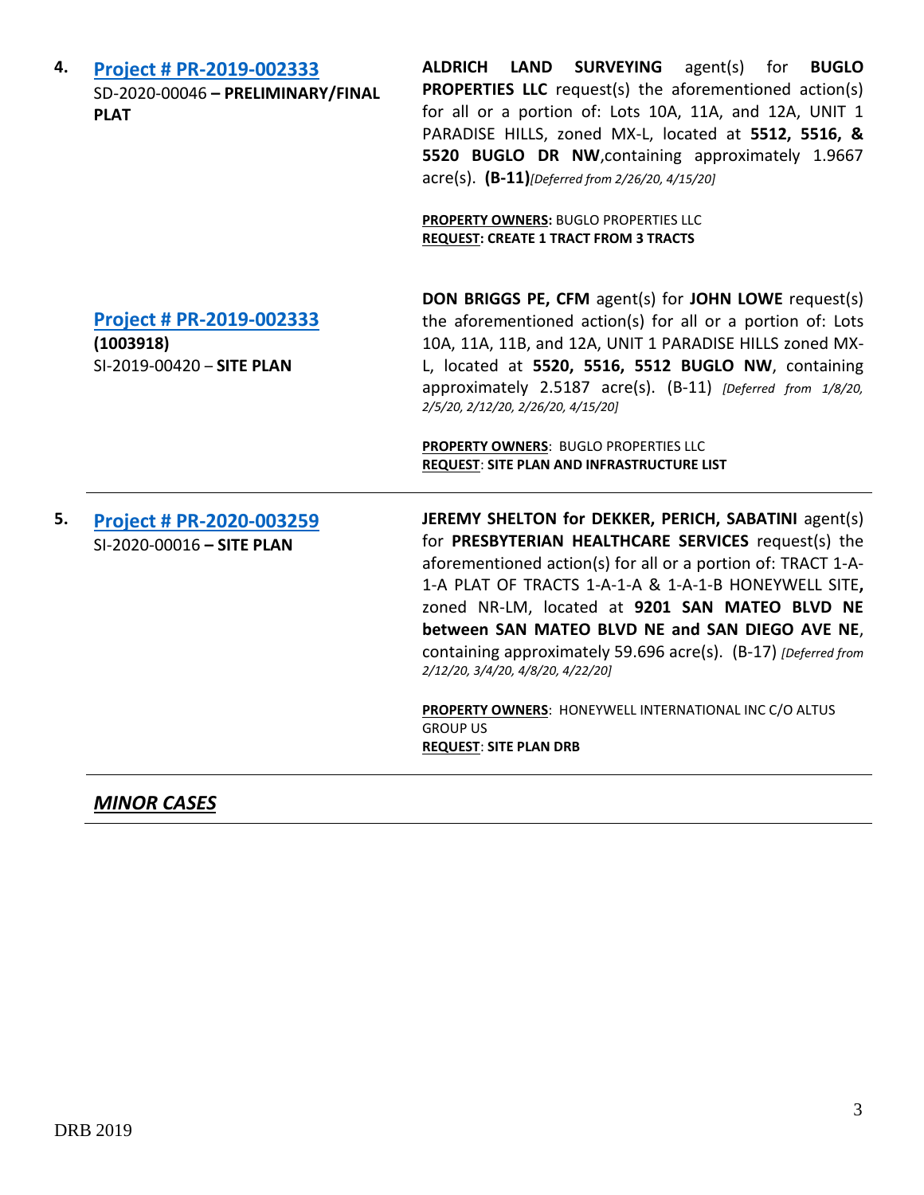4. **[Project # PR-2019-002333](#)**
SD-2020-00046 **– PRELIMINARY/FINAL PLAT**

**ALDRICH LAND SURVEYING** agent(s) for **BUGLO PROPERTIES LLC** request(s) the aforementioned action(s) for all or a portion of: Lots 10A, 11A, and 12A, UNIT 1 PARADISE HILLS, zoned MX-L, located at **5512, 5516, & 5520 BUGLO DR NW**,containing approximately 1.9667 acre(s). **(B-11)***[Deferred from 2/26/20, 4/15/20]*

**PROPERTY OWNERS:** BUGLO PROPERTIES LLC
**REQUEST: CREATE 1 TRACT FROM 3 TRACTS**

**[Project # PR-2019-002333](#)**
**(1003918)**
SI-2019-00420 – **SITE PLAN**

**DON BRIGGS PE, CFM** agent(s) for **JOHN LOWE** request(s) the aforementioned action(s) for all or a portion of: Lots 10A, 11A, 11B, and 12A, UNIT 1 PARADISE HILLS zoned MX-L, located at **5520, 5516, 5512 BUGLO NW**, containing approximately 2.5187 acre(s). (B-11) *[Deferred from 1/8/20, 2/5/20, 2/12/20, 2/26/20, 4/15/20]*

**PROPERTY OWNERS**: BUGLO PROPERTIES LLC
**REQUEST**: **SITE PLAN AND INFRASTRUCTURE LIST**

---

5. **[Project # PR-2020-003259](#)**
SI-2020-00016 **– SITE PLAN**

**JEREMY SHELTON for DEKKER, PERICH, SABATINI** agent(s) for **PRESBYTERIAN HEALTHCARE SERVICES** request(s) the aforementioned action(s) for all or a portion of: TRACT 1-A-1-A PLAT OF TRACTS 1-A-1-A & 1-A-1-B HONEYWELL SITE**,** zoned NR-LM, located at **9201 SAN MATEO BLVD NE between SAN MATEO BLVD NE and SAN DIEGO AVE NE**, containing approximately 59.696 acre(s). (B-17) *[Deferred from 2/12/20, 3/4/20, 4/8/20, 4/22/20]*

**PROPERTY OWNERS**: HONEYWELL INTERNATIONAL INC C/O ALTUS GROUP US
**REQUEST**: **SITE PLAN DRB**

---

***MINOR CASES***

---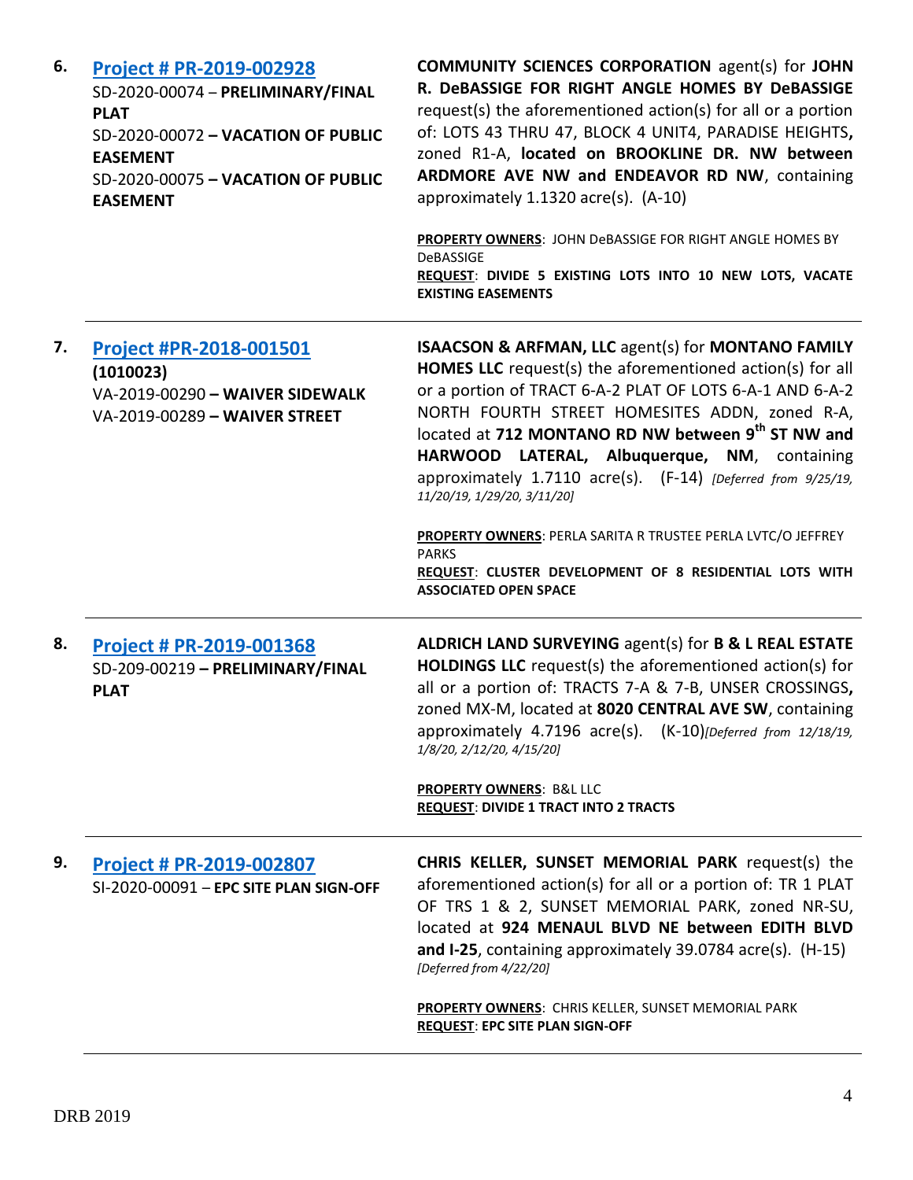6. **[Project # PR-2019-002928]**
SD-2020-00074 – **PRELIMINARY/FINAL PLAT**
SD-2020-00072 **– VACATION OF PUBLIC EASEMENT**
SD-2020-00075 **– VACATION OF PUBLIC EASEMENT**

**COMMUNITY SCIENCES CORPORATION** agent(s) for **JOHN R. DeBASSIGE FOR RIGHT ANGLE HOMES BY DeBASSIGE** request(s) the aforementioned action(s) for all or a portion of: LOTS 43 THRU 47, BLOCK 4 UNIT4, PARADISE HEIGHTS**,** zoned R1-A, **located on BROOKLINE DR. NW between ARDMORE AVE NW and ENDEAVOR RD NW**, containing approximately 1.1320 acre(s). (A-10)

**PROPERTY OWNERS**: JOHN DeBASSIGE FOR RIGHT ANGLE HOMES BY DeBASSIGE
**REQUEST**: **DIVIDE 5 EXISTING LOTS INTO 10 NEW LOTS, VACATE EXISTING EASEMENTS**

---

7. **[Project #PR-2018-001501]**
**(1010023)**
VA-2019-00290 **– WAIVER SIDEWALK**
VA-2019-00289 **– WAIVER STREET**

**ISAACSON & ARFMAN, LLC** agent(s) for **MONTANO FAMILY HOMES LLC** request(s) the aforementioned action(s) for all or a portion of TRACT 6-A-2 PLAT OF LOTS 6-A-1 AND 6-A-2 NORTH FOURTH STREET HOMESITES ADDN, zoned R-A, located at **712 MONTANO RD NW between 9th ST NW and HARWOOD LATERAL, Albuquerque, NM**, containing approximately 1.7110 acre(s). (F-14) *[Deferred from 9/25/19, 11/20/19, 1/29/20, 3/11/20]*

**PROPERTY OWNERS**: PERLA SARITA R TRUSTEE PERLA LVTC/O JEFFREY PARKS
**REQUEST**: **CLUSTER DEVELOPMENT OF 8 RESIDENTIAL LOTS WITH ASSOCIATED OPEN SPACE**

---

8. **[Project # PR-2019-001368]**
SD-209-00219 **– PRELIMINARY/FINAL PLAT**

**ALDRICH LAND SURVEYING** agent(s) for **B & L REAL ESTATE HOLDINGS LLC** request(s) the aforementioned action(s) for all or a portion of: TRACTS 7-A & 7-B, UNSER CROSSINGS**,** zoned MX-M, located at **8020 CENTRAL AVE SW**, containing approximately 4.7196 acre(s). (K-10)*[Deferred from 12/18/19, 1/8/20, 2/12/20, 4/15/20]*

**PROPERTY OWNERS**: B&L LLC
**REQUEST**: **DIVIDE 1 TRACT INTO 2 TRACTS**

---

9. **[Project # PR-2019-002807]**
SI-2020-00091 – **EPC SITE PLAN SIGN-OFF**

**CHRIS KELLER, SUNSET MEMORIAL PARK** request(s) the aforementioned action(s) for all or a portion of: TR 1 PLAT OF TRS 1 & 2, SUNSET MEMORIAL PARK, zoned NR-SU, located at **924 MENAUL BLVD NE between EDITH BLVD and I-25**, containing approximately 39.0784 acre(s). (H-15) *[Deferred from 4/22/20]*

**PROPERTY OWNERS**: CHRIS KELLER, SUNSET MEMORIAL PARK
**REQUEST**: **EPC SITE PLAN SIGN-OFF**

---

DRB 2019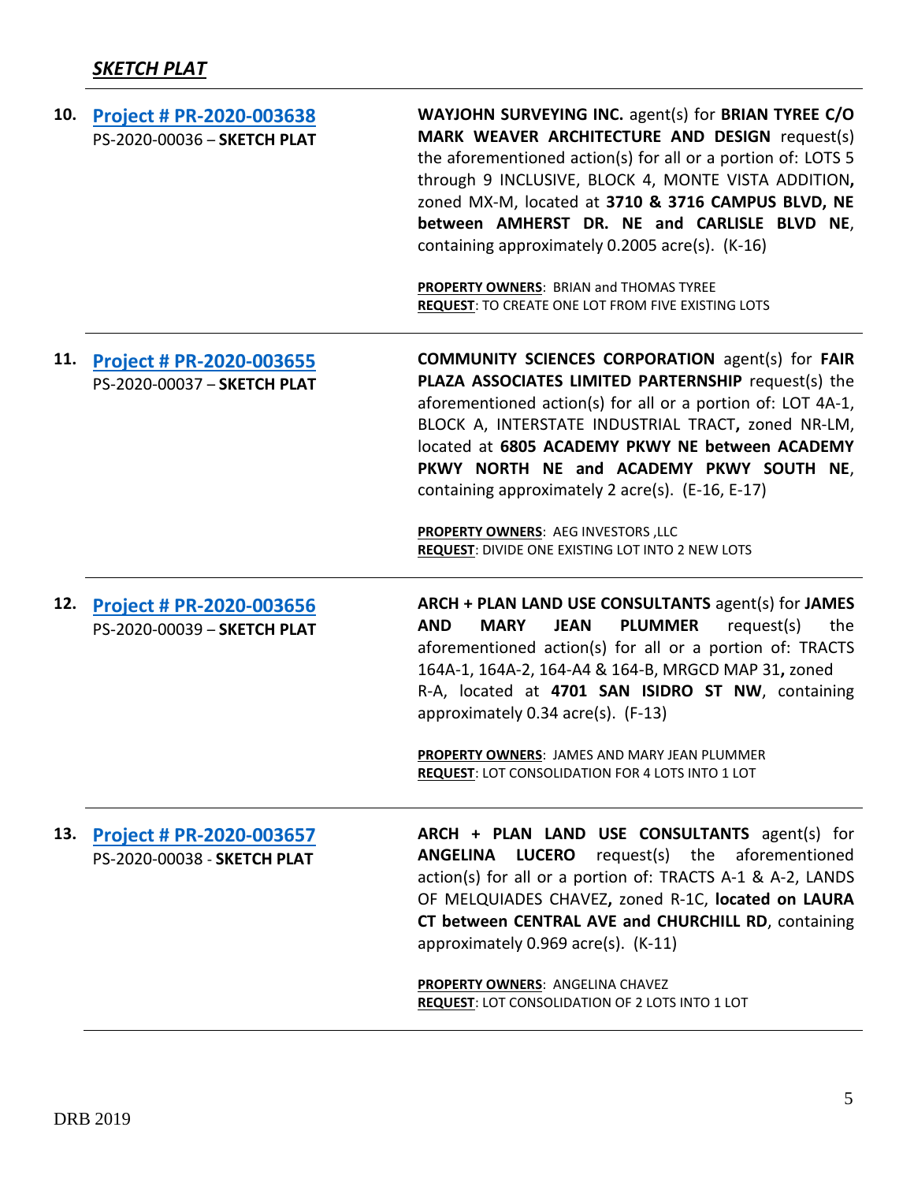***SKETCH PLAT***

| | | |
|---|---|---|
| **10.** | **Project # PR-2020-003638**<br>PS-2020-00036 – **SKETCH PLAT** | **WAYJOHN SURVEYING INC.** agent(s) for **BRIAN TYREE C/O MARK WEAVER ARCHITECTURE AND DESIGN** request(s) the aforementioned action(s) for all or a portion of: LOTS 5 through 9 INCLUSIVE, BLOCK 4, MONTE VISTA ADDITION**,** zoned MX-M, located at **3710 & 3716 CAMPUS BLVD, NE between AMHERST DR. NE and CARLISLE BLVD NE**, containing approximately 0.2005 acre(s). (K-16)<br><br>**PROPERTY OWNERS**: BRIAN and THOMAS TYREE<br>**REQUEST**: TO CREATE ONE LOT FROM FIVE EXISTING LOTS |
| **11.** | **Project # PR-2020-003655**<br>PS-2020-00037 – **SKETCH PLAT** | **COMMUNITY SCIENCES CORPORATION** agent(s) for **FAIR PLAZA ASSOCIATES LIMITED PARTERNSHIP** request(s) the aforementioned action(s) for all or a portion of: LOT 4A-1, BLOCK A, INTERSTATE INDUSTRIAL TRACT**,** zoned NR-LM, located at **6805 ACADEMY PKWY NE between ACADEMY PKWY NORTH NE and ACADEMY PKWY SOUTH NE**, containing approximately 2 acre(s). (E-16, E-17)<br><br>**PROPERTY OWNERS**: AEG INVESTORS ,LLC<br>**REQUEST**: DIVIDE ONE EXISTING LOT INTO 2 NEW LOTS |
| **12.** | **Project # PR-2020-003656**<br>PS-2020-00039 – **SKETCH PLAT** | **ARCH + PLAN LAND USE CONSULTANTS** agent(s) for **JAMES AND MARY JEAN PLUMMER** request(s) the aforementioned action(s) for all or a portion of: TRACTS 164A-1, 164A-2, 164-A4 & 164-B, MRGCD MAP 31**,** zoned R-A, located at **4701 SAN ISIDRO ST NW**, containing approximately 0.34 acre(s). (F-13)<br><br>**PROPERTY OWNERS**: JAMES AND MARY JEAN PLUMMER<br>**REQUEST**: LOT CONSOLIDATION FOR 4 LOTS INTO 1 LOT |
| **13.** | **Project # PR-2020-003657**<br>PS-2020-00038 - **SKETCH PLAT** | **ARCH + PLAN LAND USE CONSULTANTS** agent(s) for **ANGELINA LUCERO** request(s) the aforementioned action(s) for all or a portion of: TRACTS A-1 & A-2, LANDS OF MELQUIADES CHAVEZ**,** zoned R-1C, **located on LAURA CT between CENTRAL AVE and CHURCHILL RD**, containing approximately 0.969 acre(s). (K-11)<br><br>**PROPERTY OWNERS**: ANGELINA CHAVEZ<br>**REQUEST**: LOT CONSOLIDATION OF 2 LOTS INTO 1 LOT |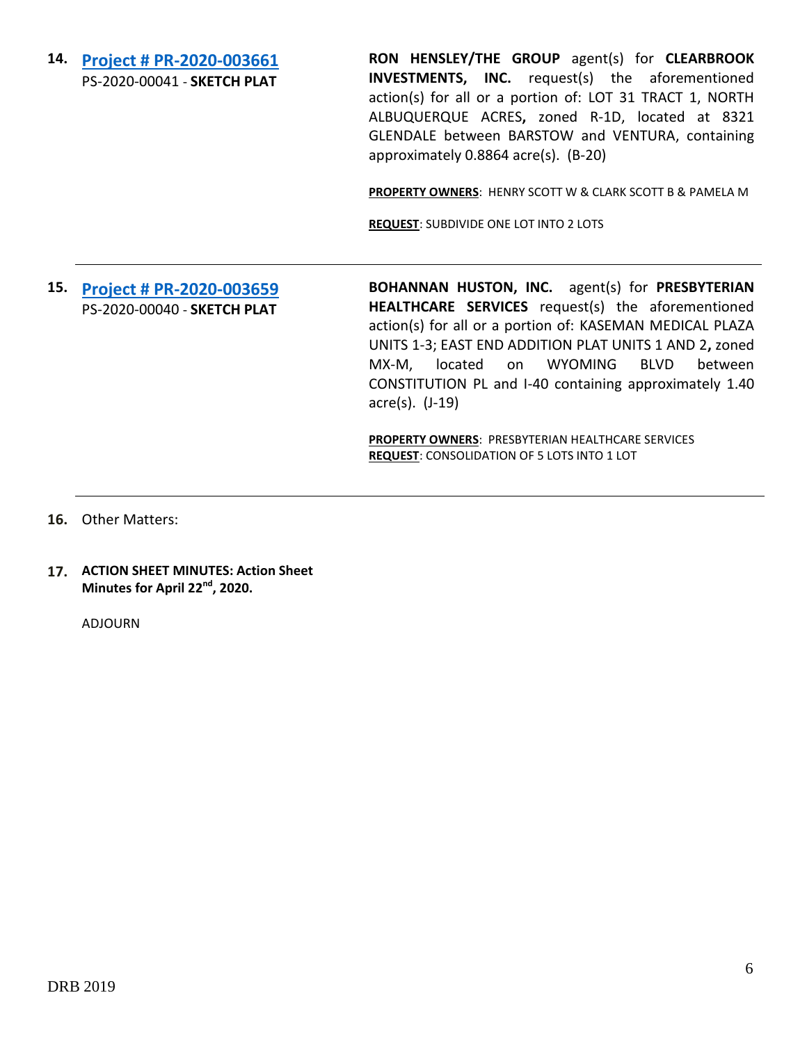**14. [Project # PR-2020-003661]**
PS-2020-00041 - **SKETCH PLAT**

**RON HENSLEY/THE GROUP** agent(s) for **CLEARBROOK INVESTMENTS, INC.** request(s) the aforementioned action(s) for all or a portion of: LOT 31 TRACT 1, NORTH ALBUQUERQUE ACRES**,** zoned R-1D, located at 8321 GLENDALE between BARSTOW and VENTURA, containing approximately 0.8864 acre(s). (B-20)

**PROPERTY OWNERS**: HENRY SCOTT W & CLARK SCOTT B & PAMELA M

**REQUEST**: SUBDIVIDE ONE LOT INTO 2 LOTS

---

**15. [Project # PR-2020-003659]**
PS-2020-00040 - **SKETCH PLAT**

**BOHANNAN HUSTON, INC.** agent(s) for **PRESBYTERIAN HEALTHCARE SERVICES** request(s) the aforementioned action(s) for all or a portion of: KASEMAN MEDICAL PLAZA UNITS 1-3; EAST END ADDITION PLAT UNITS 1 AND 2**,** zoned MX-M, located on WYOMING BLVD between CONSTITUTION PL and I-40 containing approximately 1.40 acre(s). (J-19)

**PROPERTY OWNERS**: PRESBYTERIAN HEALTHCARE SERVICES
**REQUEST**: CONSOLIDATION OF 5 LOTS INTO 1 LOT

---

**16.** Other Matters:

**17. ACTION SHEET MINUTES: Action Sheet Minutes for April 22nd, 2020.**

ADJOURN

DRB 2019